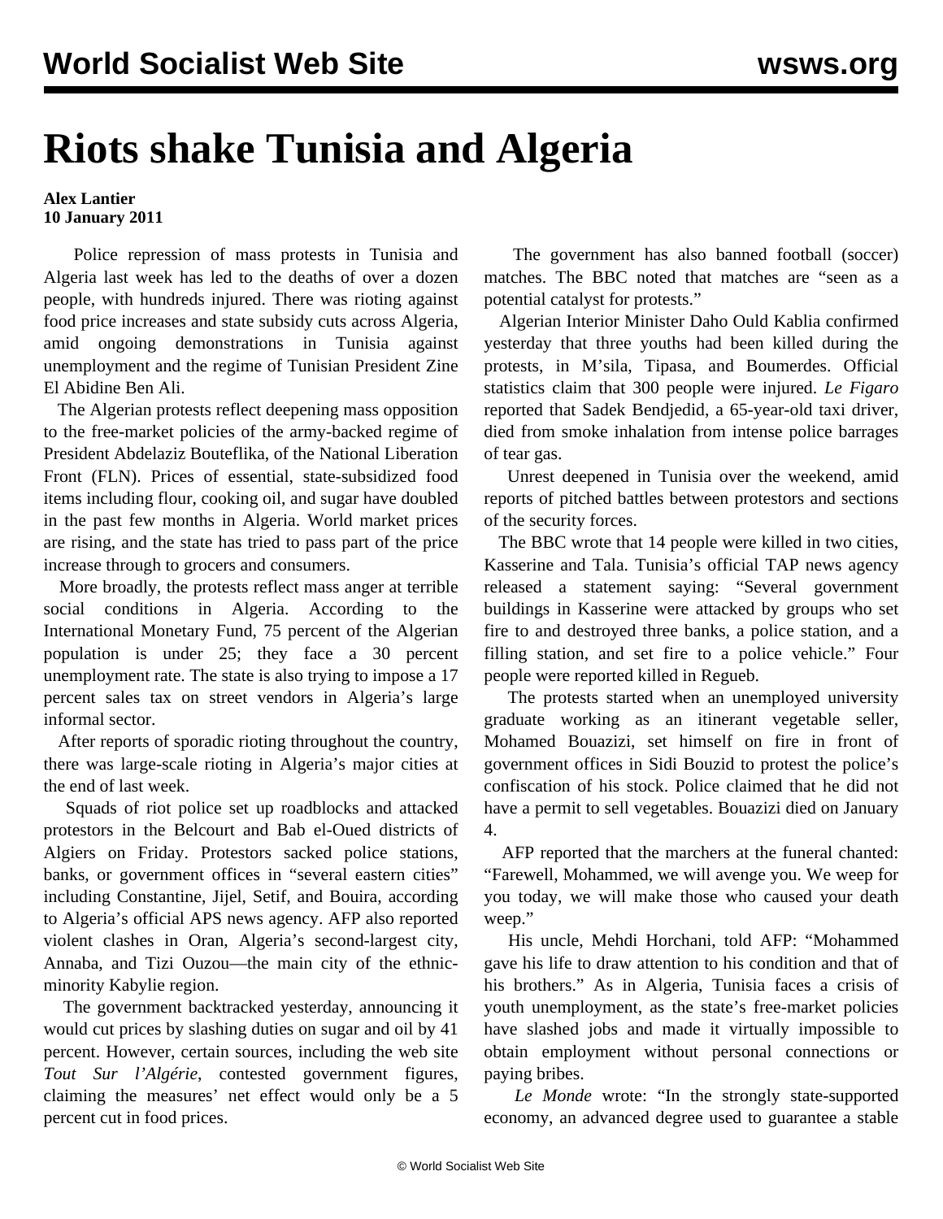# Riots shake Tunisia and Algeria

**Alex Lantier**
**10 January 2011**

Police repression of mass protests in Tunisia and Algeria last week has led to the deaths of over a dozen people, with hundreds injured. There was rioting against food price increases and state subsidy cuts across Algeria, amid ongoing demonstrations in Tunisia against unemployment and the regime of Tunisian President Zine El Abidine Ben Ali.

The Algerian protests reflect deepening mass opposition to the free-market policies of the army-backed regime of President Abdelaziz Bouteflika, of the National Liberation Front (FLN). Prices of essential, state-subsidized food items including flour, cooking oil, and sugar have doubled in the past few months in Algeria. World market prices are rising, and the state has tried to pass part of the price increase through to grocers and consumers.

More broadly, the protests reflect mass anger at terrible social conditions in Algeria. According to the International Monetary Fund, 75 percent of the Algerian population is under 25; they face a 30 percent unemployment rate. The state is also trying to impose a 17 percent sales tax on street vendors in Algeria's large informal sector.

After reports of sporadic rioting throughout the country, there was large-scale rioting in Algeria's major cities at the end of last week.

Squads of riot police set up roadblocks and attacked protestors in the Belcourt and Bab el-Oued districts of Algiers on Friday. Protestors sacked police stations, banks, or government offices in "several eastern cities" including Constantine, Jijel, Setif, and Bouira, according to Algeria's official APS news agency. AFP also reported violent clashes in Oran, Algeria's second-largest city, Annaba, and Tizi Ouzou—the main city of the ethnic-minority Kabylie region.

The government backtracked yesterday, announcing it would cut prices by slashing duties on sugar and oil by 41 percent. However, certain sources, including the web site *Tout Sur l'Algérie*, contested government figures, claiming the measures' net effect would only be a 5 percent cut in food prices.

The government has also banned football (soccer) matches. The BBC noted that matches are "seen as a potential catalyst for protests."

Algerian Interior Minister Daho Ould Kablia confirmed yesterday that three youths had been killed during the protests, in M'sila, Tipasa, and Boumerdes. Official statistics claim that 300 people were injured. *Le Figaro* reported that Sadek Bendjedid, a 65-year-old taxi driver, died from smoke inhalation from intense police barrages of tear gas.

Unrest deepened in Tunisia over the weekend, amid reports of pitched battles between protestors and sections of the security forces.

The BBC wrote that 14 people were killed in two cities, Kasserine and Tala. Tunisia's official TAP news agency released a statement saying: "Several government buildings in Kasserine were attacked by groups who set fire to and destroyed three banks, a police station, and a filling station, and set fire to a police vehicle." Four people were reported killed in Regueb.

The protests started when an unemployed university graduate working as an itinerant vegetable seller, Mohamed Bouazizi, set himself on fire in front of government offices in Sidi Bouzid to protest the police's confiscation of his stock. Police claimed that he did not have a permit to sell vegetables. Bouazizi died on January 4.

AFP reported that the marchers at the funeral chanted: "Farewell, Mohammed, we will avenge you. We weep for you today, we will make those who caused your death weep."

His uncle, Mehdi Horchani, told AFP: "Mohammed gave his life to draw attention to his condition and that of his brothers." As in Algeria, Tunisia faces a crisis of youth unemployment, as the state's free-market policies have slashed jobs and made it virtually impossible to obtain employment without personal connections or paying bribes.

*Le Monde* wrote: "In the strongly state-supported economy, an advanced degree used to guarantee a stable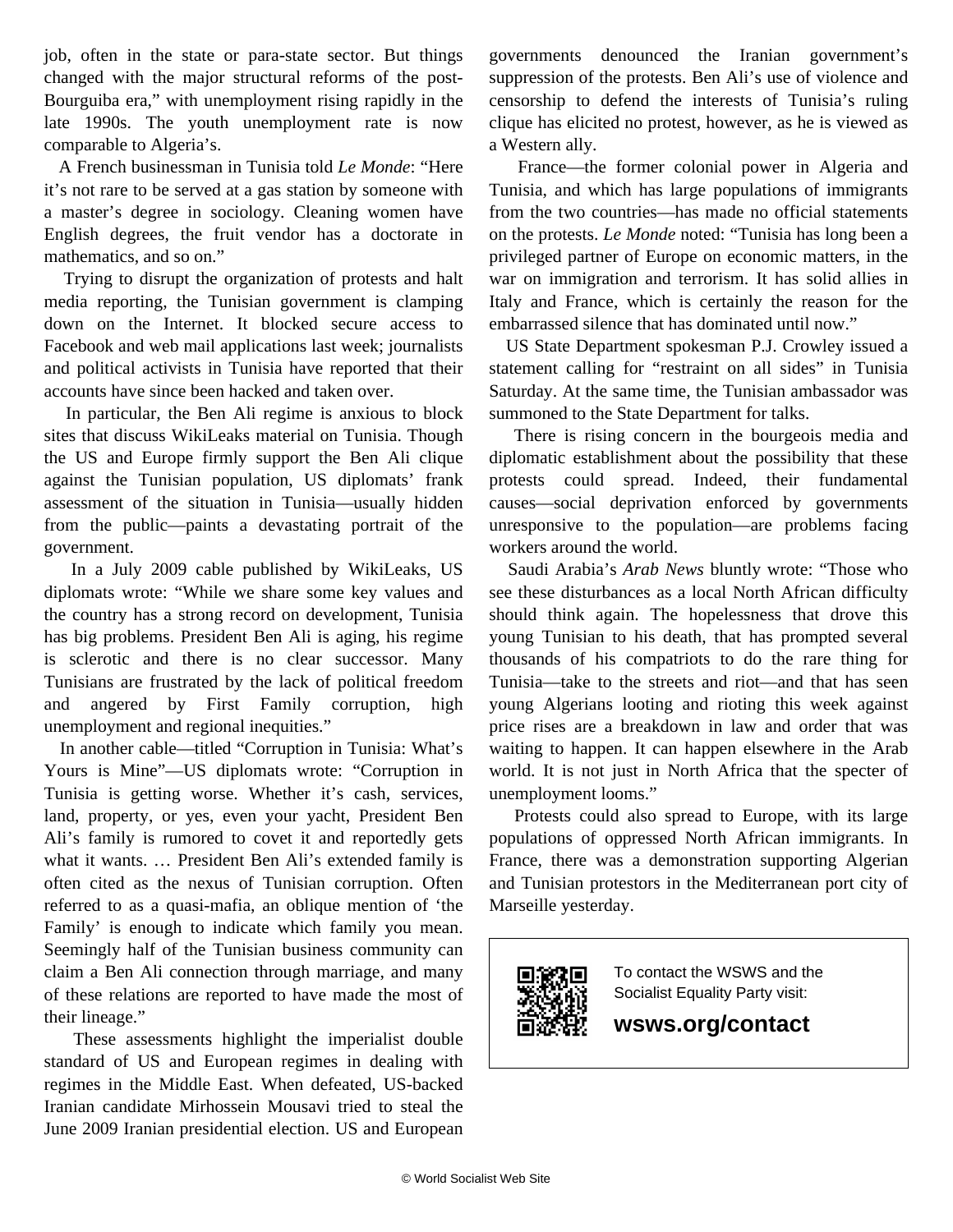job, often in the state or para-state sector. But things changed with the major structural reforms of the post-Bourguiba era," with unemployment rising rapidly in the late 1990s. The youth unemployment rate is now comparable to Algeria's.

A French businessman in Tunisia told *Le Monde*: "Here it's not rare to be served at a gas station by someone with a master's degree in sociology. Cleaning women have English degrees, the fruit vendor has a doctorate in mathematics, and so on."

Trying to disrupt the organization of protests and halt media reporting, the Tunisian government is clamping down on the Internet. It blocked secure access to Facebook and web mail applications last week; journalists and political activists in Tunisia have reported that their accounts have since been hacked and taken over.

In particular, the Ben Ali regime is anxious to block sites that discuss WikiLeaks material on Tunisia. Though the US and Europe firmly support the Ben Ali clique against the Tunisian population, US diplomats' frank assessment of the situation in Tunisia—usually hidden from the public—paints a devastating portrait of the government.

In a July 2009 cable published by WikiLeaks, US diplomats wrote: "While we share some key values and the country has a strong record on development, Tunisia has big problems. President Ben Ali is aging, his regime is sclerotic and there is no clear successor. Many Tunisians are frustrated by the lack of political freedom and angered by First Family corruption, high unemployment and regional inequities."

In another cable—titled "Corruption in Tunisia: What's Yours is Mine"—US diplomats wrote: "Corruption in Tunisia is getting worse. Whether it's cash, services, land, property, or yes, even your yacht, President Ben Ali's family is rumored to covet it and reportedly gets what it wants. … President Ben Ali's extended family is often cited as the nexus of Tunisian corruption. Often referred to as a quasi-mafia, an oblique mention of 'the Family' is enough to indicate which family you mean. Seemingly half of the Tunisian business community can claim a Ben Ali connection through marriage, and many of these relations are reported to have made the most of their lineage."

These assessments highlight the imperialist double standard of US and European regimes in dealing with regimes in the Middle East. When defeated, US-backed Iranian candidate Mirhossein Mousavi tried to steal the June 2009 Iranian presidential election. US and European governments denounced the Iranian government's suppression of the protests. Ben Ali's use of violence and censorship to defend the interests of Tunisia's ruling clique has elicited no protest, however, as he is viewed as a Western ally.

France—the former colonial power in Algeria and Tunisia, and which has large populations of immigrants from the two countries—has made no official statements on the protests. *Le Monde* noted: "Tunisia has long been a privileged partner of Europe on economic matters, in the war on immigration and terrorism. It has solid allies in Italy and France, which is certainly the reason for the embarrassed silence that has dominated until now."

US State Department spokesman P.J. Crowley issued a statement calling for "restraint on all sides" in Tunisia Saturday. At the same time, the Tunisian ambassador was summoned to the State Department for talks.

There is rising concern in the bourgeois media and diplomatic establishment about the possibility that these protests could spread. Indeed, their fundamental causes—social deprivation enforced by governments unresponsive to the population—are problems facing workers around the world.

Saudi Arabia's *Arab News* bluntly wrote: "Those who see these disturbances as a local North African difficulty should think again. The hopelessness that drove this young Tunisian to his death, that has prompted several thousands of his compatriots to do the rare thing for Tunisia—take to the streets and riot—and that has seen young Algerians looting and rioting this week against price rises are a breakdown in law and order that was waiting to happen. It can happen elsewhere in the Arab world. It is not just in North Africa that the specter of unemployment looms."

Protests could also spread to Europe, with its large populations of oppressed North African immigrants. In France, there was a demonstration supporting Algerian and Tunisian protestors in the Mediterranean port city of Marseille yesterday.

To contact the WSWS and the Socialist Equality Party visit:

**wsws.org/contact**